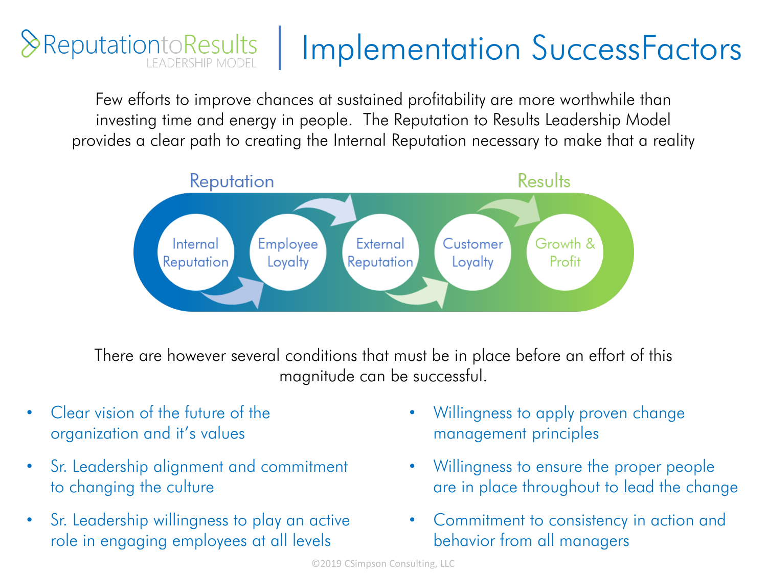# Reputation to Results Leadership Model | Implementation SuccessFactors

Few efforts to improve chances at sustained profitability are more worthwhile than investing time and energy in people. The Reputation to Results Leadership Model provides a clear path to creating the Internal Reputation necessary to make that a reality

Reputation → Results

Internal Reputation → Employee Loyalty → External Reputation → Customer Loyalty → Growth & Profit

There are however several conditions that must be in place before an effort of this magnitude can be successful.

- Clear vision of the future of the organization and it's values
- Sr. Leadership alignment and commitment to changing the culture
- Sr. Leadership willingness to play an active role in engaging employees at all levels
- Willingness to apply proven change management principles
- Willingness to ensure the proper people are in place throughout to lead the change
- Commitment to consistency in action and behavior from all managers

©2019 CSimpson Consulting, LLC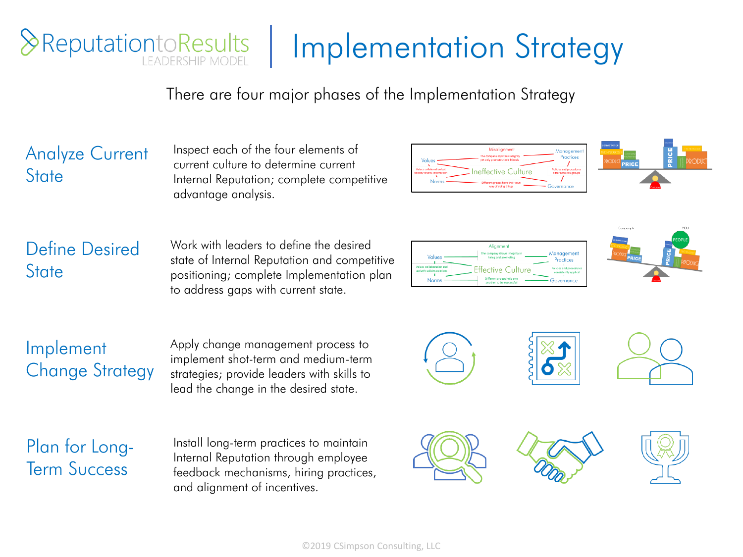# ReputationtoResults LEADERSHIP MODEL | Implementation Strategy

There are four major phases of the Implementation Strategy

## Analyze Current State

Inspect each of the four elements of current culture to determine current Internal Reputation; complete competitive advantage analysis.

## Define Desired State

Work with leaders to define the desired state of Internal Reputation and competitive positioning; complete Implementation plan to address gaps with current state.

## Implement Change Strategy

Apply change management process to implement shot-term and medium-term strategies; provide leaders with skills to lead the change in the desired state.

## Plan for Long-Term Success

Install long-term practices to maintain Internal Reputation through employee feedback mechanisms, hiring practices, and alignment of incentives.

©2019 CSimpson Consulting, LLC